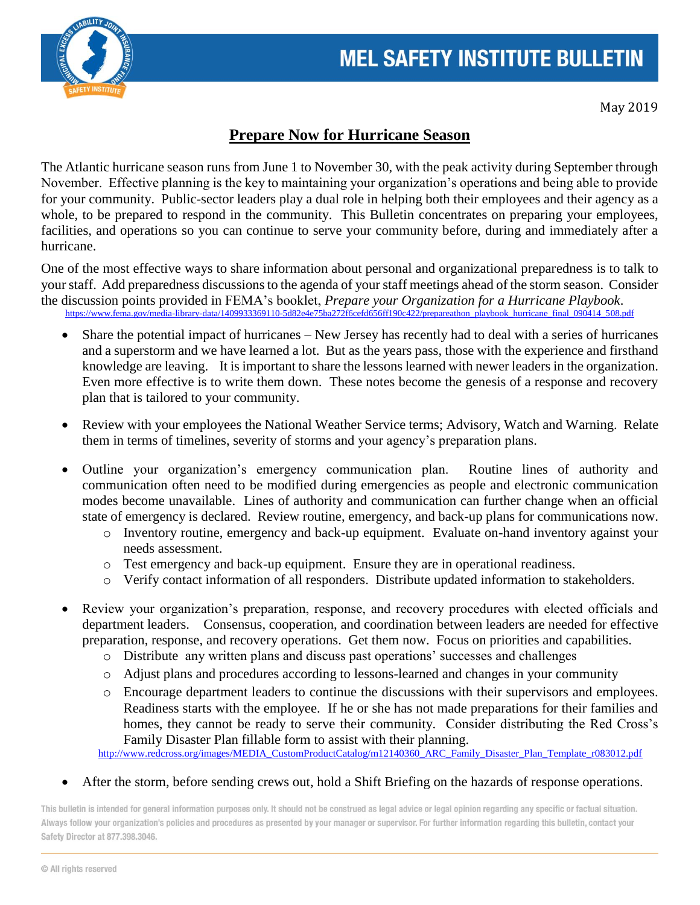# MEL SAFETY INSTITUTE BULLETIN

May 2019

## Prepare Now for Hurricane Season

The Atlantic hurricane season runs from June 1 to November 30, with the peak activity during September through November. Effective planning is the key to maintaining your organization's operations and being able to provide for your community. Public-sector leaders play a dual role in helping both their employees and their agency as a whole, to be prepared to respond in the community. This Bulletin concentrates on preparing your employees, facilities, and operations so you can continue to serve your community before, during and immediately after a hurricane.

One of the most effective ways to share information about personal and organizational preparedness is to talk to your staff. Add preparedness discussions to the agenda of your staff meetings ahead of the storm season. Consider the discussion points provided in FEMA's booklet, *Prepare your Organization for a Hurricane Playbook*.
https://www.fema.gov/media-library-data/1409933369110-5d82e4e75ba272f6cefd656ff190c422/prepareathon_playbook_hurricane_final_090414_508.pdf

- Share the potential impact of hurricanes – New Jersey has recently had to deal with a series of hurricanes and a superstorm and we have learned a lot. But as the years pass, those with the experience and firsthand knowledge are leaving. It is important to share the lessons learned with newer leaders in the organization. Even more effective is to write them down. These notes become the genesis of a response and recovery plan that is tailored to your community.

- Review with your employees the National Weather Service terms; Advisory, Watch and Warning. Relate them in terms of timelines, severity of storms and your agency's preparation plans.

- Outline your organization's emergency communication plan. Routine lines of authority and communication often need to be modified during emergencies as people and electronic communication modes become unavailable. Lines of authority and communication can further change when an official state of emergency is declared. Review routine, emergency, and back-up plans for communications now.
  - Inventory routine, emergency and back-up equipment. Evaluate on-hand inventory against your needs assessment.
  - Test emergency and back-up equipment. Ensure they are in operational readiness.
  - Verify contact information of all responders. Distribute updated information to stakeholders.

- Review your organization's preparation, response, and recovery procedures with elected officials and department leaders. Consensus, cooperation, and coordination between leaders are needed for effective preparation, response, and recovery operations. Get them now. Focus on priorities and capabilities.
  - Distribute any written plans and discuss past operations' successes and challenges
  - Adjust plans and procedures according to lessons-learned and changes in your community
  - Encourage department leaders to continue the discussions with their supervisors and employees. Readiness starts with the employee. If he or she has not made preparations for their families and homes, they cannot be ready to serve their community. Consider distributing the Red Cross's Family Disaster Plan fillable form to assist with their planning.
    http://www.redcross.org/images/MEDIA_CustomProductCatalog/m12140360_ARC_Family_Disaster_Plan_Template_r083012.pdf

- After the storm, before sending crews out, hold a Shift Briefing on the hazards of response operations.

This bulletin is intended for general information purposes only. It should not be construed as legal advice or legal opinion regarding any specific or factual situation. Always follow your organization's policies and procedures as presented by your manager or supervisor. For further information regarding this bulletin, contact your Safety Director at 877.398.3046.

© All rights reserved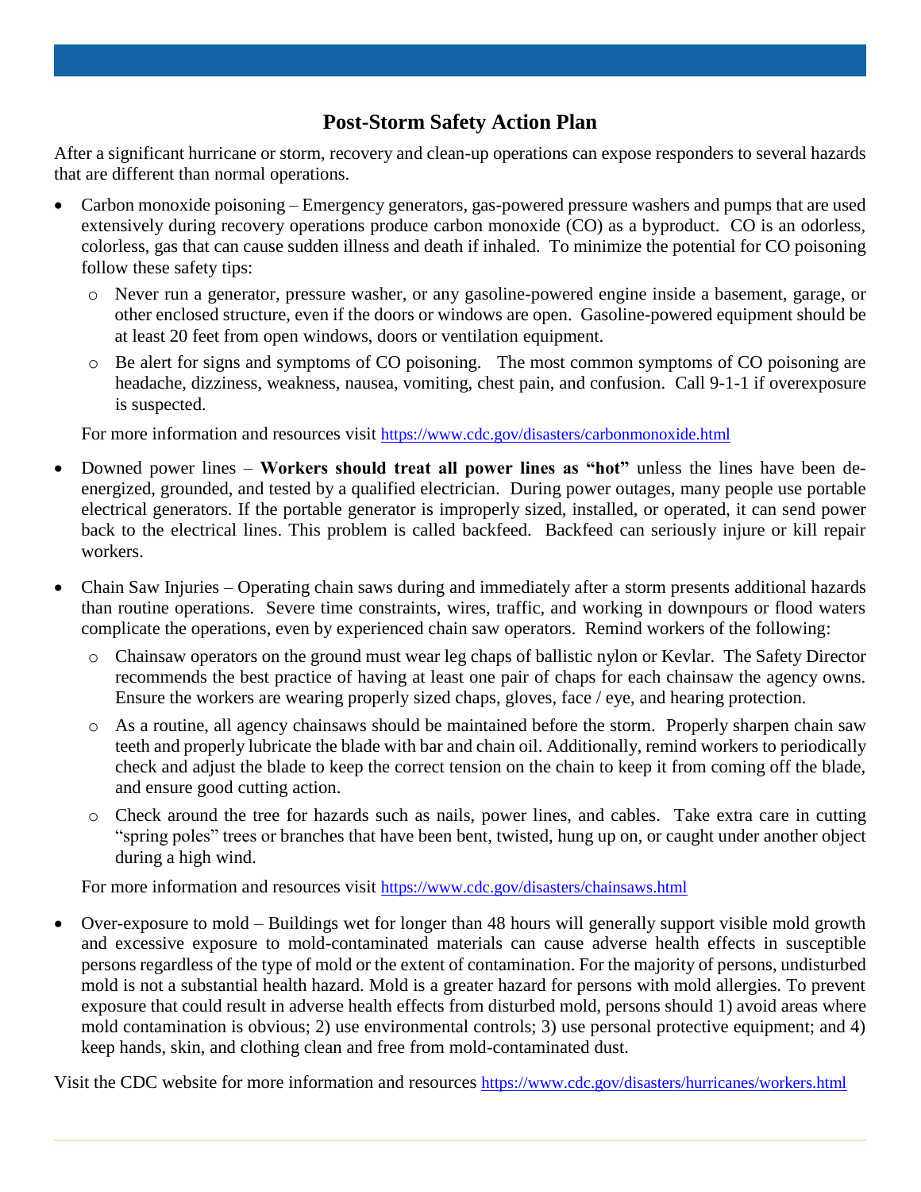# Post-Storm Safety Action Plan

After a significant hurricane or storm, recovery and clean-up operations can expose responders to several hazards that are different than normal operations.

- Carbon monoxide poisoning – Emergency generators, gas-powered pressure washers and pumps that are used extensively during recovery operations produce carbon monoxide (CO) as a byproduct. CO is an odorless, colorless, gas that can cause sudden illness and death if inhaled. To minimize the potential for CO poisoning follow these safety tips:
  - Never run a generator, pressure washer, or any gasoline-powered engine inside a basement, garage, or other enclosed structure, even if the doors or windows are open. Gasoline-powered equipment should be at least 20 feet from open windows, doors or ventilation equipment.
  - Be alert for signs and symptoms of CO poisoning. The most common symptoms of CO poisoning are headache, dizziness, weakness, nausea, vomiting, chest pain, and confusion. Call 9-1-1 if overexposure is suspected.

  For more information and resources visit https://www.cdc.gov/disasters/carbonmonoxide.html

- Downed power lines – **Workers should treat all power lines as "hot"** unless the lines have been de-energized, grounded, and tested by a qualified electrician. During power outages, many people use portable electrical generators. If the portable generator is improperly sized, installed, or operated, it can send power back to the electrical lines. This problem is called backfeed. Backfeed can seriously injure or kill repair workers.

- Chain Saw Injuries – Operating chain saws during and immediately after a storm presents additional hazards than routine operations. Severe time constraints, wires, traffic, and working in downpours or flood waters complicate the operations, even by experienced chain saw operators. Remind workers of the following:
  - Chainsaw operators on the ground must wear leg chaps of ballistic nylon or Kevlar. The Safety Director recommends the best practice of having at least one pair of chaps for each chainsaw the agency owns. Ensure the workers are wearing properly sized chaps, gloves, face / eye, and hearing protection.
  - As a routine, all agency chainsaws should be maintained before the storm. Properly sharpen chain saw teeth and properly lubricate the blade with bar and chain oil. Additionally, remind workers to periodically check and adjust the blade to keep the correct tension on the chain to keep it from coming off the blade, and ensure good cutting action.
  - Check around the tree for hazards such as nails, power lines, and cables. Take extra care in cutting "spring poles" trees or branches that have been bent, twisted, hung up on, or caught under another object during a high wind.

  For more information and resources visit https://www.cdc.gov/disasters/chainsaws.html

- Over-exposure to mold – Buildings wet for longer than 48 hours will generally support visible mold growth and excessive exposure to mold-contaminated materials can cause adverse health effects in susceptible persons regardless of the type of mold or the extent of contamination. For the majority of persons, undisturbed mold is not a substantial health hazard. Mold is a greater hazard for persons with mold allergies. To prevent exposure that could result in adverse health effects from disturbed mold, persons should 1) avoid areas where mold contamination is obvious; 2) use environmental controls; 3) use personal protective equipment; and 4) keep hands, skin, and clothing clean and free from mold-contaminated dust.

Visit the CDC website for more information and resources https://www.cdc.gov/disasters/hurricanes/workers.html